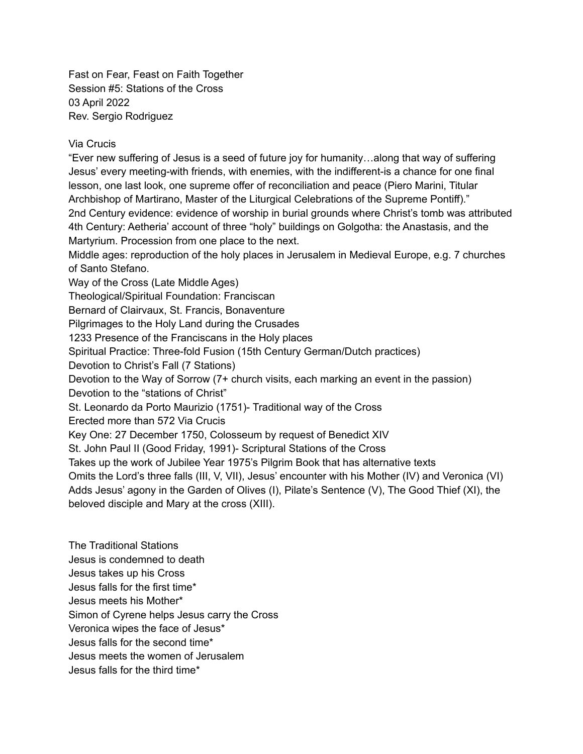Fast on Fear, Feast on Faith Together
Session #5: Stations of the Cross
03 April 2022
Rev. Sergio Rodriguez

Via Crucis

"Ever new suffering of Jesus is a seed of future joy for humanity…along that way of suffering Jesus' every meeting-with friends, with enemies, with the indifferent-is a chance for one final lesson, one last look, one supreme offer of reconciliation and peace (Piero Marini, Titular Archbishop of Martirano, Master of the Liturgical Celebrations of the Supreme Pontiff)."

2nd Century evidence: evidence of worship in burial grounds where Christ's tomb was attributed

4th Century: Aetheria' account of three "holy" buildings on Golgotha: the Anastasis, and the Martyrium. Procession from one place to the next.

Middle ages: reproduction of the holy places in Jerusalem in Medieval Europe, e.g. 7 churches of Santo Stefano.

Way of the Cross (Late Middle Ages)

Theological/Spiritual Foundation: Franciscan

Bernard of Clairvaux, St. Francis, Bonaventure

Pilgrimages to the Holy Land during the Crusades

1233 Presence of the Franciscans in the Holy places

Spiritual Practice: Three-fold Fusion (15th Century German/Dutch practices)

Devotion to Christ's Fall (7 Stations)

Devotion to the Way of Sorrow (7+ church visits, each marking an event in the passion)

Devotion to the "stations of Christ"

St. Leonardo da Porto Maurizio (1751)- Traditional way of the Cross

Erected more than 572 Via Crucis

Key One: 27 December 1750, Colosseum by request of Benedict XIV

St. John Paul II (Good Friday, 1991)- Scriptural Stations of the Cross

Takes up the work of Jubilee Year 1975's Pilgrim Book that has alternative texts

Omits the Lord's three falls (III, V, VII), Jesus' encounter with his Mother (IV) and Veronica (VI)

Adds Jesus' agony in the Garden of Olives (I), Pilate's Sentence (V), The Good Thief (XI), the beloved disciple and Mary at the cross (XIII).

The Traditional Stations

Jesus is condemned to death
Jesus takes up his Cross
Jesus falls for the first time*
Jesus meets his Mother*
Simon of Cyrene helps Jesus carry the Cross
Veronica wipes the face of Jesus*
Jesus falls for the second time*
Jesus meets the women of Jerusalem
Jesus falls for the third time*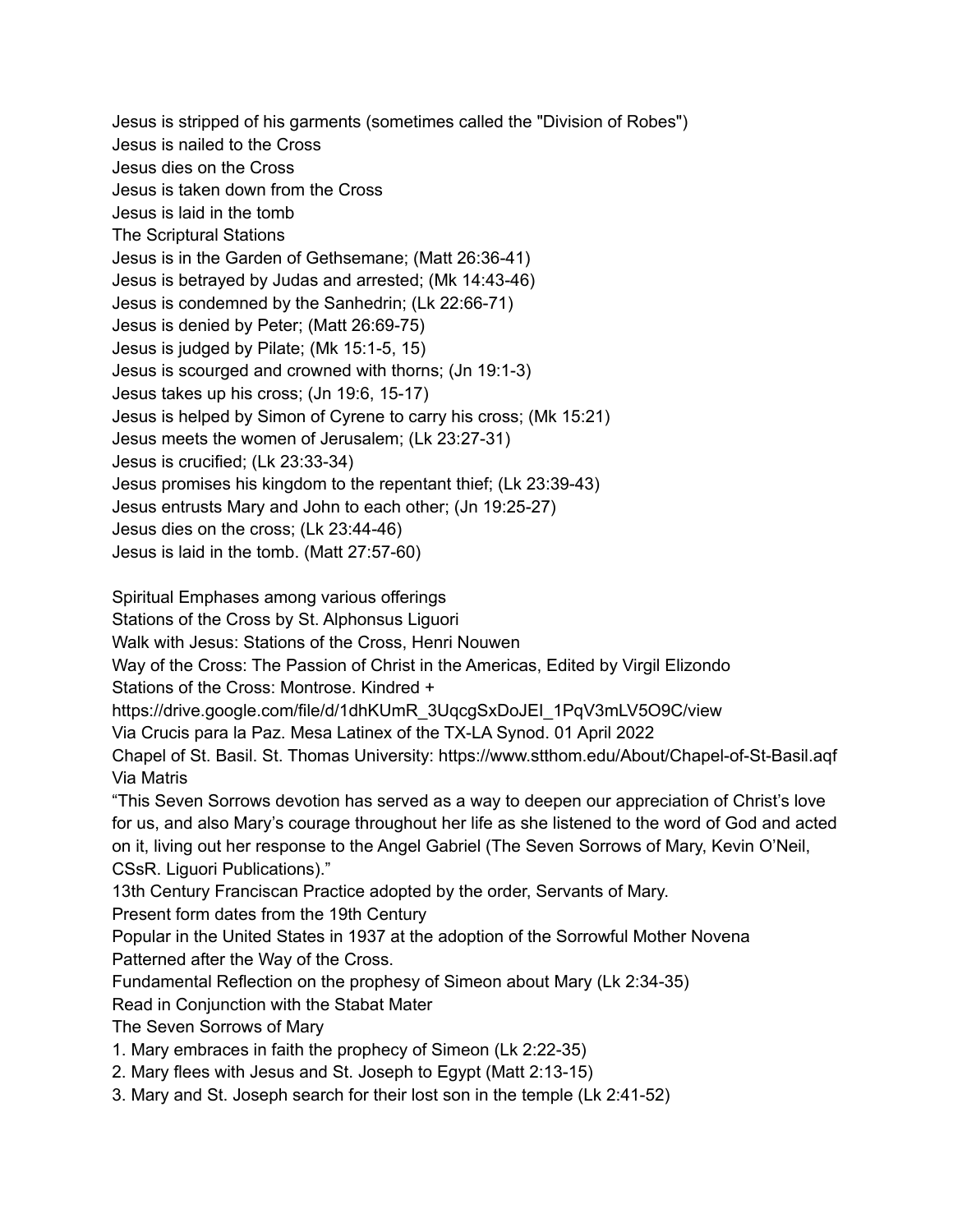Jesus is stripped of his garments (sometimes called the "Division of Robes")
Jesus is nailed to the Cross
Jesus dies on the Cross
Jesus is taken down from the Cross
Jesus is laid in the tomb

The Scriptural Stations

Jesus is in the Garden of Gethsemane; (Matt 26:36-41)
Jesus is betrayed by Judas and arrested; (Mk 14:43-46)
Jesus is condemned by the Sanhedrin; (Lk 22:66-71)
Jesus is denied by Peter; (Matt 26:69-75)
Jesus is judged by Pilate; (Mk 15:1-5, 15)
Jesus is scourged and crowned with thorns; (Jn 19:1-3)
Jesus takes up his cross; (Jn 19:6, 15-17)
Jesus is helped by Simon of Cyrene to carry his cross; (Mk 15:21)
Jesus meets the women of Jerusalem; (Lk 23:27-31)
Jesus is crucified; (Lk 23:33-34)
Jesus promises his kingdom to the repentant thief; (Lk 23:39-43)
Jesus entrusts Mary and John to each other; (Jn 19:25-27)
Jesus dies on the cross; (Lk 23:44-46)
Jesus is laid in the tomb. (Matt 27:57-60)

Spiritual Emphases among various offerings

Stations of the Cross by St. Alphonsus Liguori
Walk with Jesus: Stations of the Cross, Henri Nouwen
Way of the Cross: The Passion of Christ in the Americas, Edited by Virgil Elizondo
Stations of the Cross: Montrose. Kindred +
https://drive.google.com/file/d/1dhKUmR_3UqcgSxDoJEI_1PqV3mLV5O9C/view
Via Crucis para la Paz. Mesa Latinex of the TX-LA Synod. 01 April 2022
Chapel of St. Basil. St. Thomas University: https://www.stthom.edu/About/Chapel-of-St-Basil.aqf

Via Matris

"This Seven Sorrows devotion has served as a way to deepen our appreciation of Christ's love for us, and also Mary's courage throughout her life as she listened to the word of God and acted on it, living out her response to the Angel Gabriel (The Seven Sorrows of Mary, Kevin O'Neil, CSsR. Liguori Publications)."

13th Century Franciscan Practice adopted by the order, Servants of Mary.
Present form dates from the 19th Century
Popular in the United States in 1937 at the adoption of the Sorrowful Mother Novena
Patterned after the Way of the Cross.
Fundamental Reflection on the prophesy of Simeon about Mary (Lk 2:34-35)
Read in Conjunction with the Stabat Mater

The Seven Sorrows of Mary

1. Mary embraces in faith the prophecy of Simeon (Lk 2:22-35)
2. Mary flees with Jesus and St. Joseph to Egypt (Matt 2:13-15)
3. Mary and St. Joseph search for their lost son in the temple (Lk 2:41-52)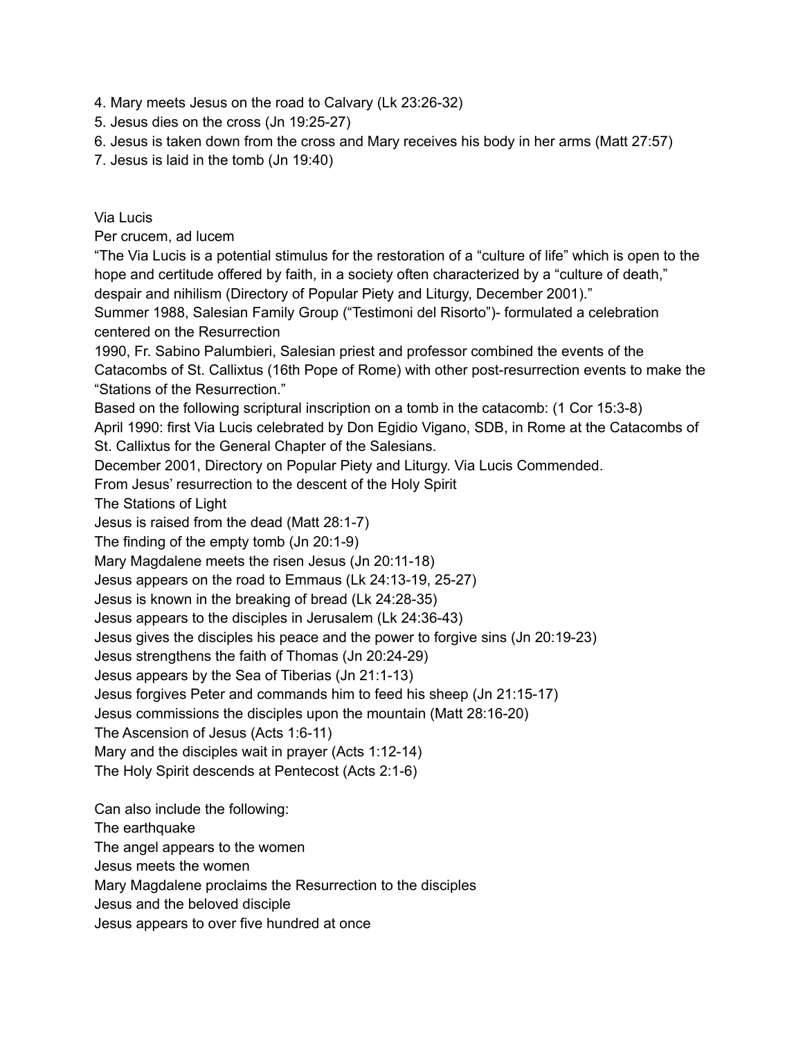4. Mary meets Jesus on the road to Calvary (Lk 23:26-32)
5. Jesus dies on the cross (Jn 19:25-27)
6. Jesus is taken down from the cross and Mary receives his body in her arms (Matt 27:57)
7. Jesus is laid in the tomb (Jn 19:40)

Via Lucis

Per crucem, ad lucem

"The Via Lucis is a potential stimulus for the restoration of a "culture of life" which is open to the hope and certitude offered by faith, in a society often characterized by a "culture of death," despair and nihilism (Directory of Popular Piety and Liturgy, December 2001)."

Summer 1988, Salesian Family Group ("Testimoni del Risorto")- formulated a celebration centered on the Resurrection

1990, Fr. Sabino Palumbieri, Salesian priest and professor combined the events of the Catacombs of St. Callixtus (16th Pope of Rome) with other post-resurrection events to make the "Stations of the Resurrection."

Based on the following scriptural inscription on a tomb in the catacomb: (1 Cor 15:3-8)

April 1990: first Via Lucis celebrated by Don Egidio Vigano, SDB, in Rome at the Catacombs of St. Callixtus for the General Chapter of the Salesians.

December 2001, Directory on Popular Piety and Liturgy. Via Lucis Commended.

From Jesus' resurrection to the descent of the Holy Spirit

The Stations of Light

Jesus is raised from the dead (Matt 28:1-7)

The finding of the empty tomb (Jn 20:1-9)

Mary Magdalene meets the risen Jesus (Jn 20:11-18)

Jesus appears on the road to Emmaus (Lk 24:13-19, 25-27)

Jesus is known in the breaking of bread (Lk 24:28-35)

Jesus appears to the disciples in Jerusalem (Lk 24:36-43)

Jesus gives the disciples his peace and the power to forgive sins (Jn 20:19-23)

Jesus strengthens the faith of Thomas (Jn 20:24-29)

Jesus appears by the Sea of Tiberias (Jn 21:1-13)

Jesus forgives Peter and commands him to feed his sheep (Jn 21:15-17)

Jesus commissions the disciples upon the mountain (Matt 28:16-20)

The Ascension of Jesus (Acts 1:6-11)

Mary and the disciples wait in prayer (Acts 1:12-14)

The Holy Spirit descends at Pentecost (Acts 2:1-6)

Can also include the following:

The earthquake

The angel appears to the women

Jesus meets the women

Mary Magdalene proclaims the Resurrection to the disciples

Jesus and the beloved disciple

Jesus appears to over five hundred at once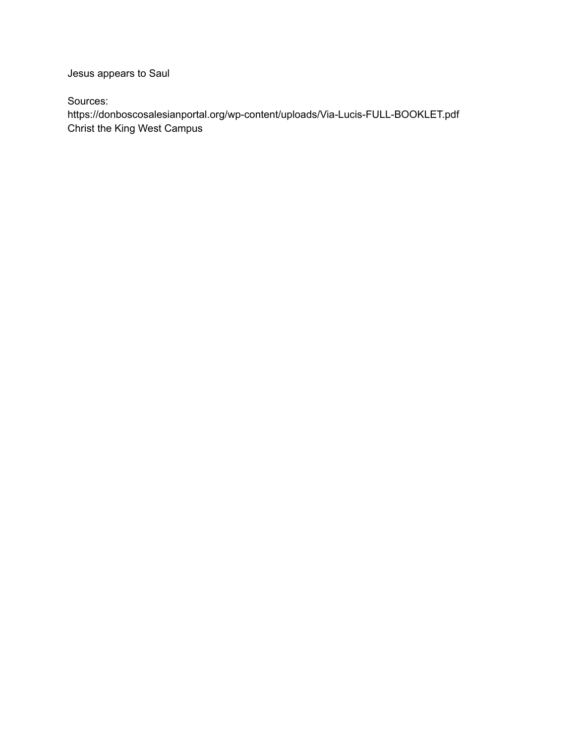Jesus appears to Saul

Sources:
https://donboscosalesianportal.org/wp-content/uploads/Via-Lucis-FULL-BOOKLET.pdf
Christ the King West Campus